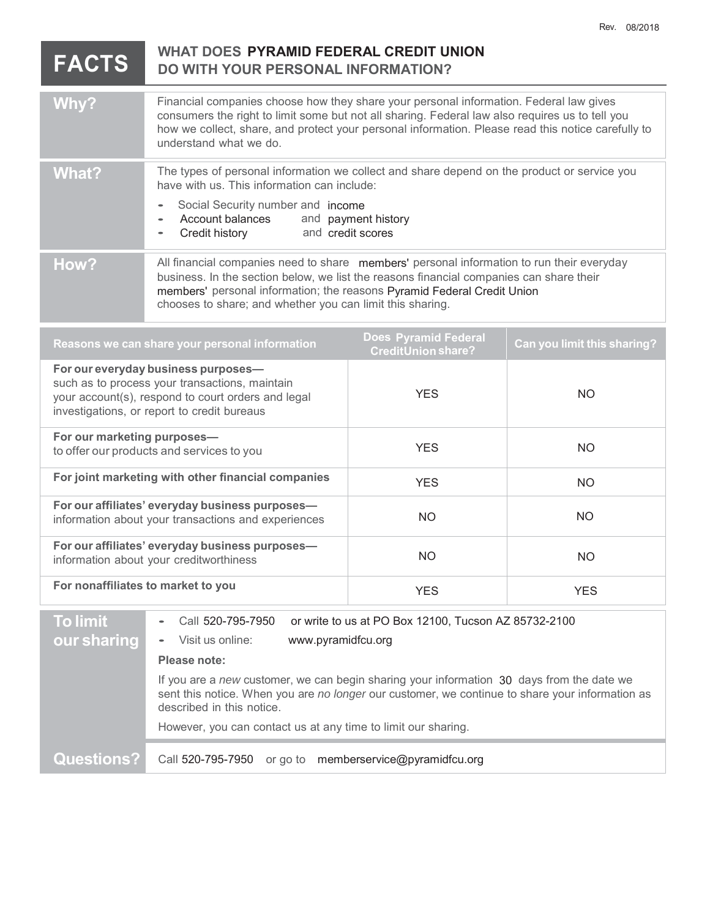Rev. 08/2018

# FACTS — WHAT DOES PYRAMID FEDERAL CREDIT UNION DO WITH YOUR PERSONAL INFORMATION?

| | |
|---|---|
| **Why?** | Financial companies choose how they share your personal information. Federal law gives consumers the right to limit some but not all sharing. Federal law also requires us to tell you how we collect, share, and protect your personal information. Please read this notice carefully to understand what we do. |
| **What?** | The types of personal information we collect and share depend on the product or service you have with us. This information can include:<br>- Social Security number and income<br>- Account balances and payment history<br>- Credit history and credit scores |
| **How?** | All financial companies need to share members' personal information to run their everyday business. In the section below, we list the reasons financial companies can share their members' personal information; the reasons Pyramid Federal Credit Union chooses to share; and whether you can limit this sharing. |

| Reasons we can share your personal information | Does Pyramid Federal CreditUnion share? | Can you limit this sharing? |
|---|---|---|
| **For our everyday business purposes—** such as to process your transactions, maintain your account(s), respond to court orders and legal investigations, or report to credit bureaus | YES | NO |
| **For our marketing purposes—** to offer our products and services to you | YES | NO |
| **For joint marketing with other financial companies** | YES | NO |
| **For our affiliates' everyday business purposes—** information about your transactions and experiences | NO | NO |
| **For our affiliates' everyday business purposes—** information about your creditworthiness | NO | NO |
| **For nonaffiliates to market to you** | YES | YES |

| | |
|---|---|
| **To limit our sharing** | - Call 520-795-7950 or write to us at PO Box 12100, Tucson AZ 85732-2100<br>- Visit us online: www.pyramidfcu.org<br><br>**Please note:**<br><br>If you are a *new* customer, we can begin sharing your information 30 days from the date we sent this notice. When you are *no longer* our customer, we continue to share your information as described in this notice.<br><br>However, you can contact us at any time to limit our sharing. |
| **Questions?** | Call 520-795-7950 or go to memberservice@pyramidfcu.org |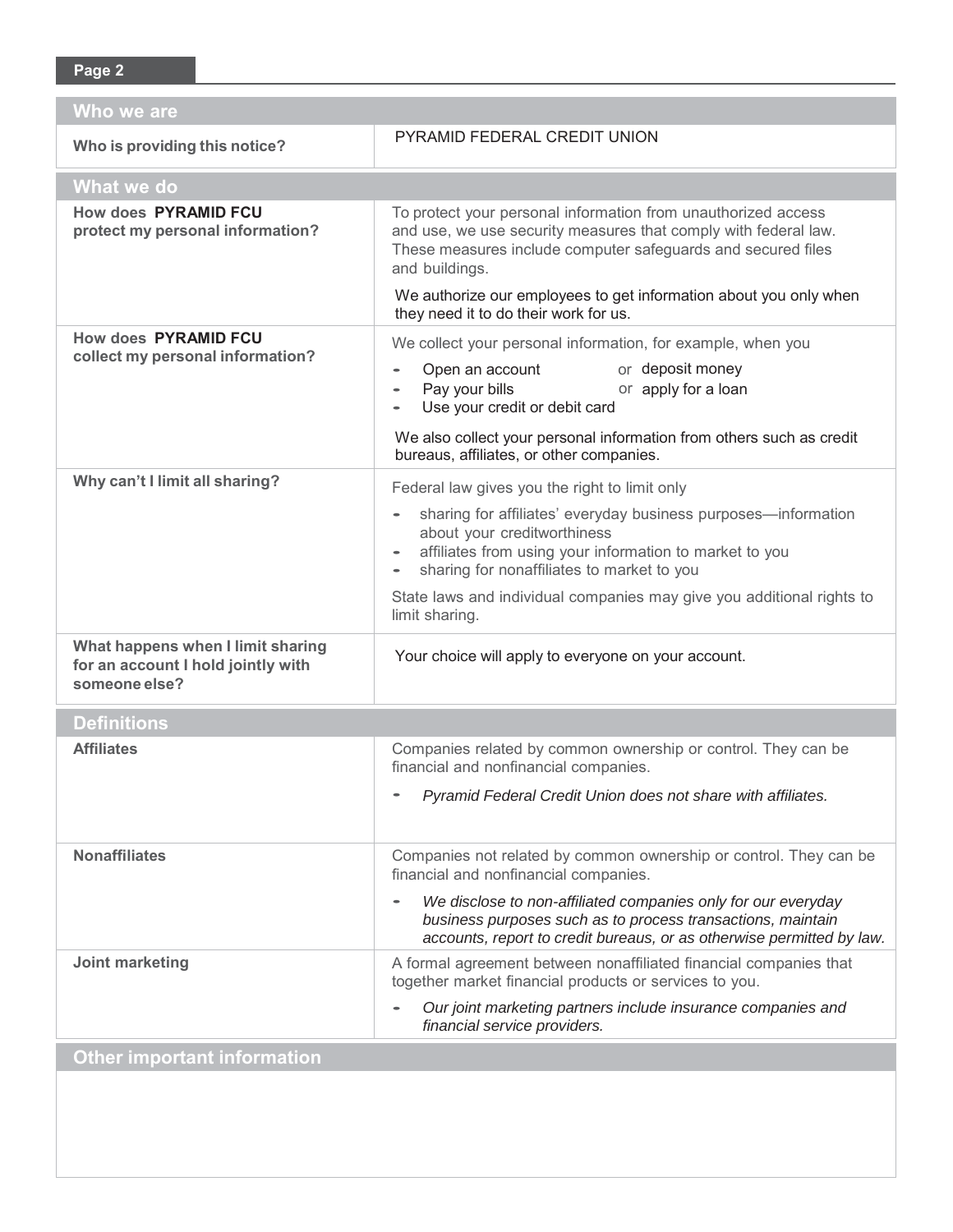## Who we are

| | |
|---|---|
| **Who is providing this notice?** | PYRAMID FEDERAL CREDIT UNION |

## What we do

| | |
|---|---|
| **How does PYRAMID FCU protect my personal information?** | To protect your personal information from unauthorized access and use, we use security measures that comply with federal law. These measures include computer safeguards and secured files and buildings.<br><br>We authorize our employees to get information about you only when they need it to do their work for us. |
| **How does PYRAMID FCU collect my personal information?** | We collect your personal information, for example, when you<br>- Open an account or deposit money<br>- Pay your bills or apply for a loan<br>- Use your credit or debit card<br><br>We also collect your personal information from others such as credit bureaus, affiliates, or other companies. |
| **Why can't I limit all sharing?** | Federal law gives you the right to limit only<br>- sharing for affiliates' everyday business purposes—information about your creditworthiness<br>- affiliates from using your information to market to you<br>- sharing for nonaffiliates to market to you<br><br>State laws and individual companies may give you additional rights to limit sharing. |
| **What happens when I limit sharing for an account I hold jointly with someone else?** | Your choice will apply to everyone on your account. |

## Definitions

| | |
|---|---|
| **Affiliates** | Companies related by common ownership or control. They can be financial and nonfinancial companies.<br>- *Pyramid Federal Credit Union does not share with affiliates.* |
| **Nonaffiliates** | Companies not related by common ownership or control. They can be financial and nonfinancial companies.<br>- *We disclose to non-affiliated companies only for our everyday business purposes such as to process transactions, maintain accounts, report to credit bureaus, or as otherwise permitted by law.* |
| **Joint marketing** | A formal agreement between nonaffiliated financial companies that together market financial products or services to you.<br>- *Our joint marketing partners include insurance companies and financial service providers.* |

## Other important information